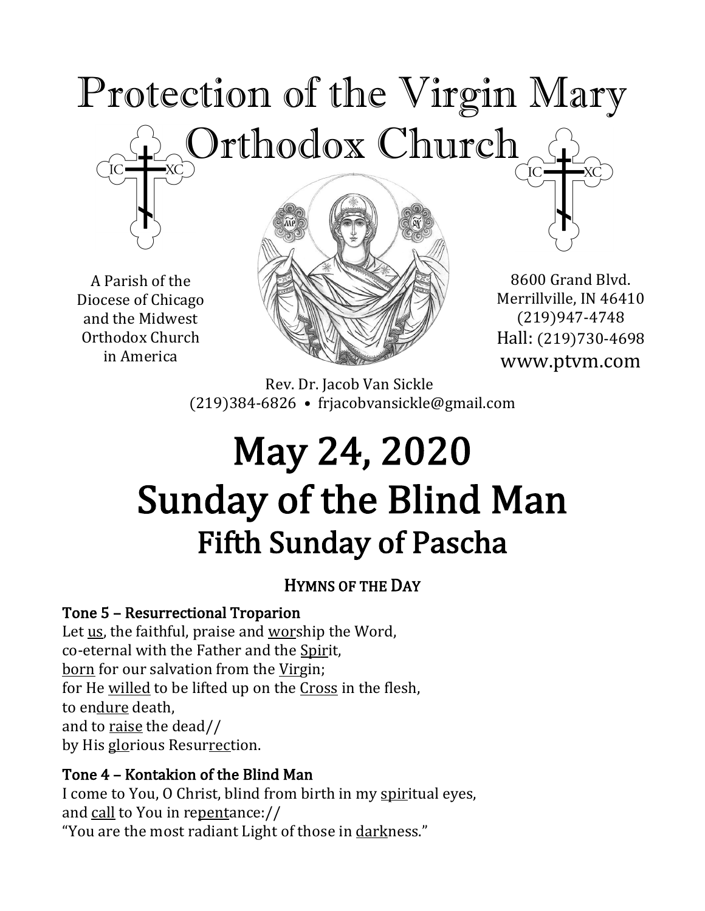# Protection of the Virgin Mary Orthodox Church

A Parish of the Diocese of Chicago and the Midwest Orthodox Church in America

8600 Grand Blvd.
Merrillville, IN 46410
(219)947-4748
Hall: (219)730-4698
www.ptvm.com

Rev. Dr. Jacob Van Sickle
(219)384-6826 • frjacobvansickle@gmail.com

# May 24, 2020
# Sunday of the Blind Man
## Fifth Sunday of Pascha

### HYMNS OF THE DAY

**Tone 5 – Resurrectional Troparion**

Let us, the faithful, praise and worship the Word,
co-eternal with the Father and the Spirit,
born for our salvation from the Virgin;
for He willed to be lifted up on the Cross in the flesh,
to endure death,
and to raise the dead//
by His glorious Resurrection.

**Tone 4 – Kontakion of the Blind Man**

I come to You, O Christ, blind from birth in my spiritual eyes,
and call to You in repentance://
"You are the most radiant Light of those in darkness."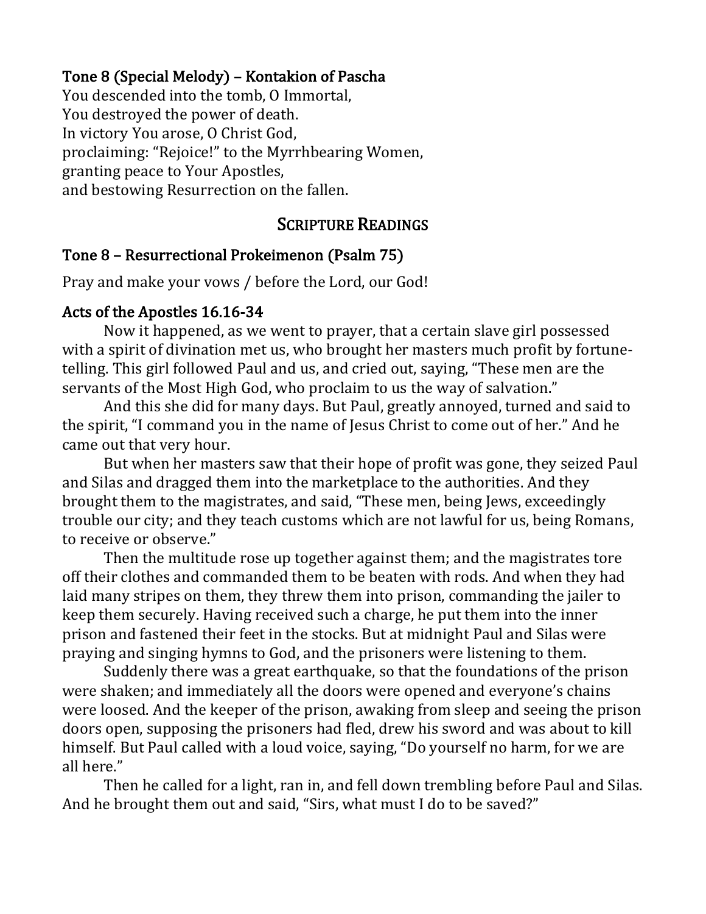### Tone 8 (Special Melody) – Kontakion of Pascha

You descended into the tomb, O Immortal,
You destroyed the power of death.
In victory You arose, O Christ God,
proclaiming: "Rejoice!" to the Myrrhbearing Women,
granting peace to Your Apostles,
and bestowing Resurrection on the fallen.

## SCRIPTURE READINGS

### Tone 8 – Resurrectional Prokeimenon (Psalm 75)

Pray and make your vows / before the Lord, our God!

### Acts of the Apostles 16.16-34

Now it happened, as we went to prayer, that a certain slave girl possessed with a spirit of divination met us, who brought her masters much profit by fortune-telling. This girl followed Paul and us, and cried out, saying, "These men are the servants of the Most High God, who proclaim to us the way of salvation."

And this she did for many days. But Paul, greatly annoyed, turned and said to the spirit, "I command you in the name of Jesus Christ to come out of her." And he came out that very hour.

But when her masters saw that their hope of profit was gone, they seized Paul and Silas and dragged them into the marketplace to the authorities. And they brought them to the magistrates, and said, "These men, being Jews, exceedingly trouble our city; and they teach customs which are not lawful for us, being Romans, to receive or observe."

Then the multitude rose up together against them; and the magistrates tore off their clothes and commanded them to be beaten with rods. And when they had laid many stripes on them, they threw them into prison, commanding the jailer to keep them securely. Having received such a charge, he put them into the inner prison and fastened their feet in the stocks. But at midnight Paul and Silas were praying and singing hymns to God, and the prisoners were listening to them.

Suddenly there was a great earthquake, so that the foundations of the prison were shaken; and immediately all the doors were opened and everyone's chains were loosed. And the keeper of the prison, awaking from sleep and seeing the prison doors open, supposing the prisoners had fled, drew his sword and was about to kill himself. But Paul called with a loud voice, saying, "Do yourself no harm, for we are all here."

Then he called for a light, ran in, and fell down trembling before Paul and Silas. And he brought them out and said, "Sirs, what must I do to be saved?"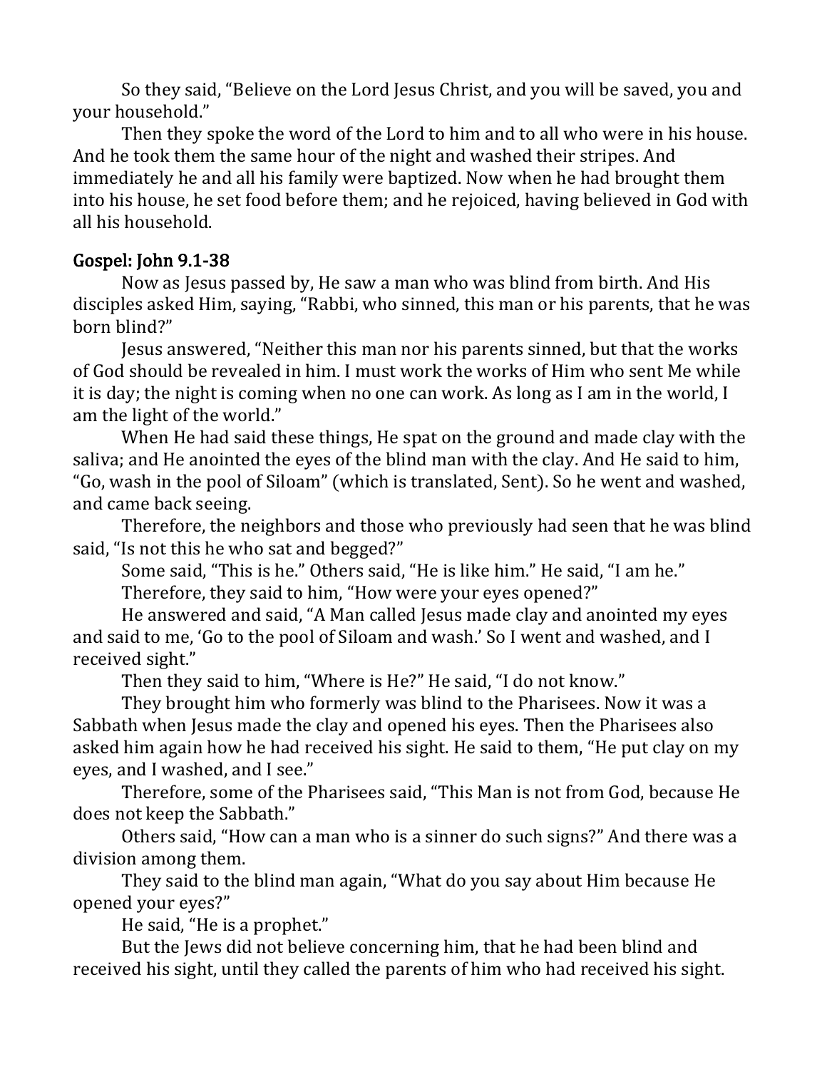So they said, "Believe on the Lord Jesus Christ, and you will be saved, you and your household."

Then they spoke the word of the Lord to him and to all who were in his house. And he took them the same hour of the night and washed their stripes. And immediately he and all his family were baptized. Now when he had brought them into his house, he set food before them; and he rejoiced, having believed in God with all his household.

## Gospel: John 9.1-38

Now as Jesus passed by, He saw a man who was blind from birth. And His disciples asked Him, saying, "Rabbi, who sinned, this man or his parents, that he was born blind?"

Jesus answered, "Neither this man nor his parents sinned, but that the works of God should be revealed in him. I must work the works of Him who sent Me while it is day; the night is coming when no one can work. As long as I am in the world, I am the light of the world."

When He had said these things, He spat on the ground and made clay with the saliva; and He anointed the eyes of the blind man with the clay. And He said to him, "Go, wash in the pool of Siloam" (which is translated, Sent). So he went and washed, and came back seeing.

Therefore, the neighbors and those who previously had seen that he was blind said, "Is not this he who sat and begged?"

Some said, "This is he." Others said, "He is like him." He said, "I am he."

Therefore, they said to him, "How were your eyes opened?"

He answered and said, "A Man called Jesus made clay and anointed my eyes and said to me, 'Go to the pool of Siloam and wash.' So I went and washed, and I received sight."

Then they said to him, "Where is He?" He said, "I do not know."

They brought him who formerly was blind to the Pharisees. Now it was a Sabbath when Jesus made the clay and opened his eyes. Then the Pharisees also asked him again how he had received his sight. He said to them, "He put clay on my eyes, and I washed, and I see."

Therefore, some of the Pharisees said, "This Man is not from God, because He does not keep the Sabbath."

Others said, "How can a man who is a sinner do such signs?" And there was a division among them.

They said to the blind man again, "What do you say about Him because He opened your eyes?"

He said, "He is a prophet."

But the Jews did not believe concerning him, that he had been blind and received his sight, until they called the parents of him who had received his sight.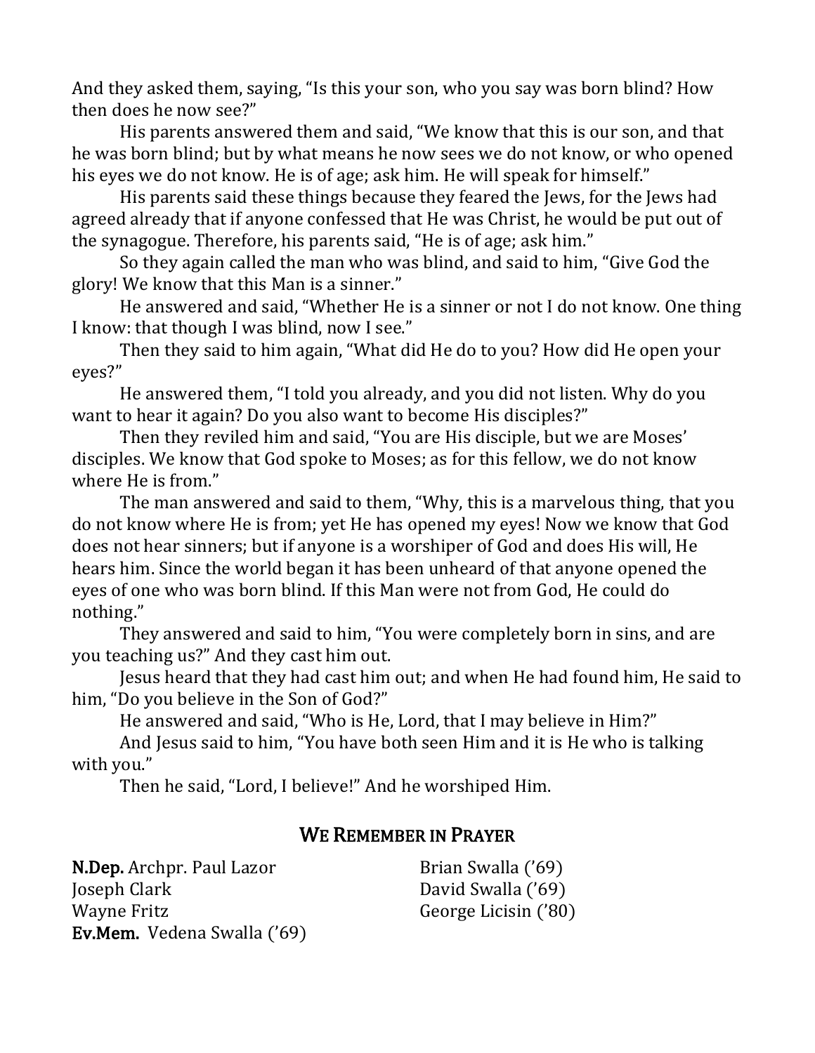And they asked them, saying, "Is this your son, who you say was born blind? How then does he now see?"

His parents answered them and said, "We know that this is our son, and that he was born blind; but by what means he now sees we do not know, or who opened his eyes we do not know. He is of age; ask him. He will speak for himself."

His parents said these things because they feared the Jews, for the Jews had agreed already that if anyone confessed that He was Christ, he would be put out of the synagogue. Therefore, his parents said, "He is of age; ask him."

So they again called the man who was blind, and said to him, "Give God the glory! We know that this Man is a sinner."

He answered and said, "Whether He is a sinner or not I do not know. One thing I know: that though I was blind, now I see."

Then they said to him again, "What did He do to you? How did He open your eyes?"

He answered them, "I told you already, and you did not listen. Why do you want to hear it again? Do you also want to become His disciples?"

Then they reviled him and said, "You are His disciple, but we are Moses' disciples. We know that God spoke to Moses; as for this fellow, we do not know where He is from."

The man answered and said to them, "Why, this is a marvelous thing, that you do not know where He is from; yet He has opened my eyes! Now we know that God does not hear sinners; but if anyone is a worshiper of God and does His will, He hears him. Since the world began it has been unheard of that anyone opened the eyes of one who was born blind. If this Man were not from God, He could do nothing."

They answered and said to him, "You were completely born in sins, and are you teaching us?" And they cast him out.

Jesus heard that they had cast him out; and when He had found him, He said to him, "Do you believe in the Son of God?"

He answered and said, "Who is He, Lord, that I may believe in Him?"

And Jesus said to him, "You have both seen Him and it is He who is talking with you."

Then he said, "Lord, I believe!" And he worshiped Him.

## We Remember in Prayer

**N.Dep.** Archpr. Paul Lazor
Joseph Clark
Wayne Fritz
**Ev.Mem.** Vedena Swalla ('69)
Brian Swalla ('69)
David Swalla ('69)
George Licisin ('80)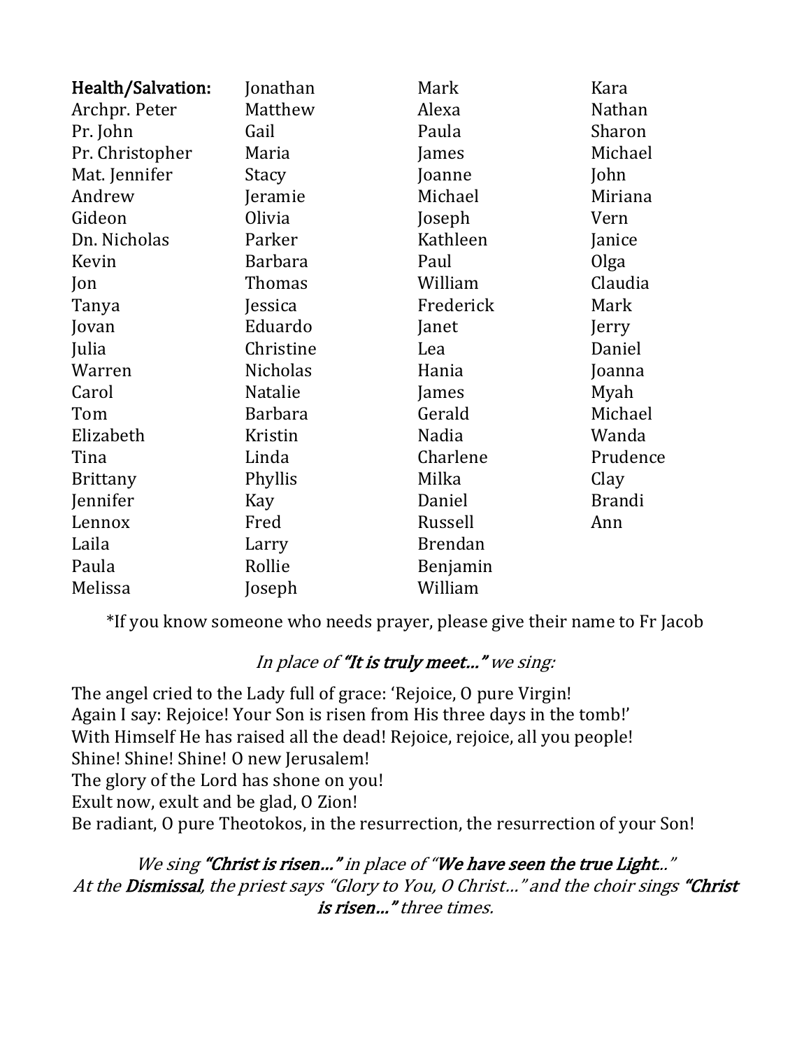**Health/Salvation:**
Archpr. Peter
Pr. John
Pr. Christopher
Mat. Jennifer
Andrew
Gideon
Dn. Nicholas
Kevin
Jon
Tanya
Jovan
Julia
Warren
Carol
Tom
Elizabeth
Tina
Brittany
Jennifer
Lennox
Laila
Paula
Melissa
Jonathan
Matthew
Gail
Maria
Stacy
Jeramie
Olivia
Parker
Barbara
Thomas
Jessica
Eduardo
Christine
Nicholas
Natalie
Barbara
Kristin
Linda
Phyllis
Kay
Fred
Larry
Rollie
Joseph
Mark
Alexa
Paula
James
Joanne
Michael
Joseph
Kathleen
Paul
William
Frederick
Janet
Lea
Hania
James
Gerald
Nadia
Charlene
Milka
Daniel
Russell
Brendan
Benjamin
William
Kara
Nathan
Sharon
Michael
John
Miriana
Vern
Janice
Olga
Claudia
Mark
Jerry
Daniel
Joanna
Myah
Michael
Wanda
Prudence
Clay
Brandi
Ann

*If you know someone who needs prayer, please give their name to Fr Jacob

*In place of* ***"It is truly meet…"*** *we sing:*

The angel cried to the Lady full of grace: 'Rejoice, O pure Virgin!
Again I say: Rejoice! Your Son is risen from His three days in the tomb!'
With Himself He has raised all the dead! Rejoice, rejoice, all you people!
Shine! Shine! Shine! O new Jerusalem!
The glory of the Lord has shone on you!
Exult now, exult and be glad, O Zion!
Be radiant, O pure Theotokos, in the resurrection, the resurrection of your Son!

*We sing* ***"Christ is risen…"*** *in place of "****We have seen the true Light****.."*
*At the* ***Dismissal****, the priest says "Glory to You, O Christ…" and the choir sings* ***"Christ is risen…"*** *three times.*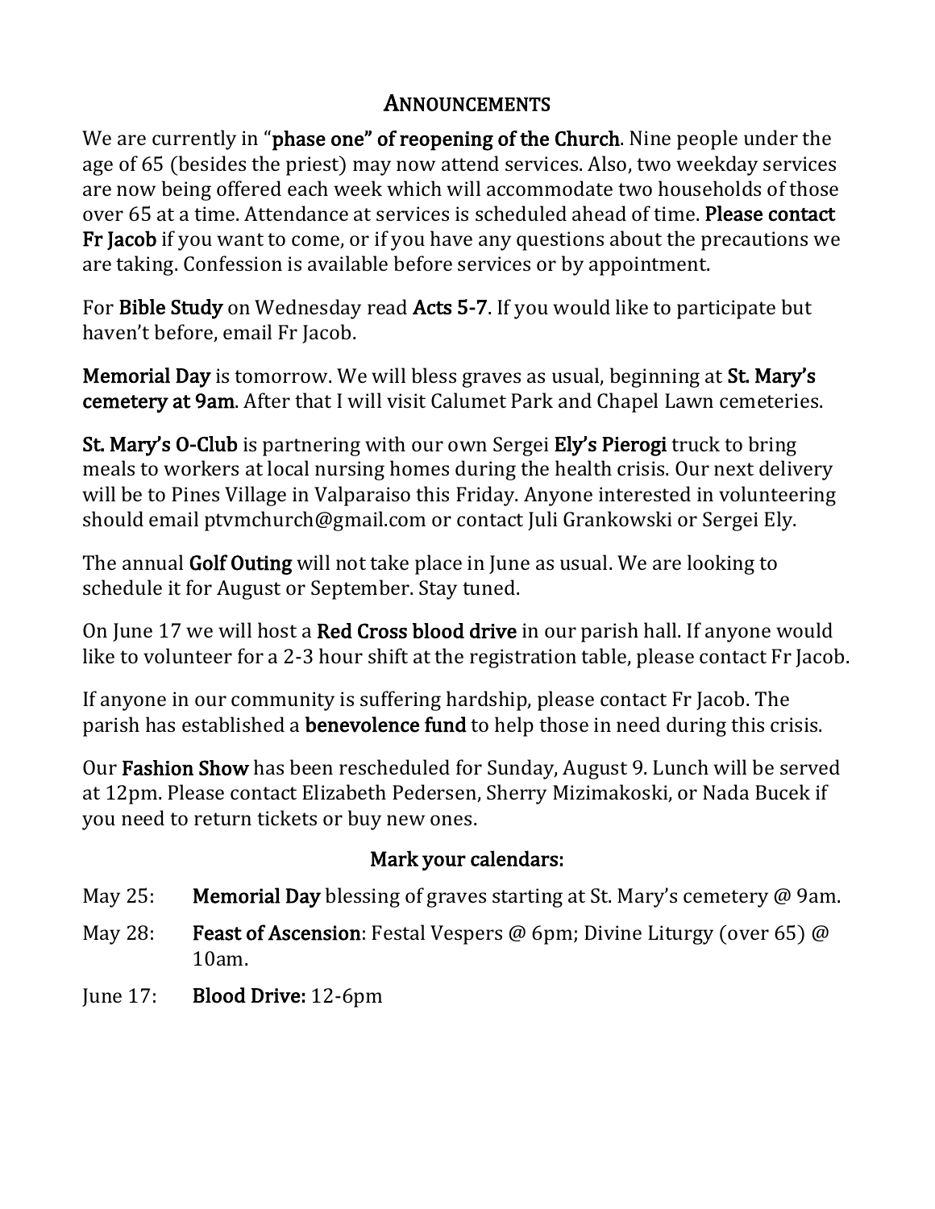# Announcements

We are currently in "**phase one" of reopening of the Church**. Nine people under the age of 65 (besides the priest) may now attend services. Also, two weekday services are now being offered each week which will accommodate two households of those over 65 at a time. Attendance at services is scheduled ahead of time. **Please contact Fr Jacob** if you want to come, or if you have any questions about the precautions we are taking. Confession is available before services or by appointment.

For **Bible Study** on Wednesday read **Acts 5-7**. If you would like to participate but haven't before, email Fr Jacob.

**Memorial Day** is tomorrow. We will bless graves as usual, beginning at **St. Mary's cemetery at 9am**. After that I will visit Calumet Park and Chapel Lawn cemeteries.

**St. Mary's O-Club** is partnering with our own Sergei **Ely's Pierogi** truck to bring meals to workers at local nursing homes during the health crisis. Our next delivery will be to Pines Village in Valparaiso this Friday. Anyone interested in volunteering should email ptvmchurch@gmail.com or contact Juli Grankowski or Sergei Ely.

The annual **Golf Outing** will not take place in June as usual. We are looking to schedule it for August or September. Stay tuned.

On June 17 we will host a **Red Cross blood drive** in our parish hall. If anyone would like to volunteer for a 2-3 hour shift at the registration table, please contact Fr Jacob.

If anyone in our community is suffering hardship, please contact Fr Jacob. The parish has established a **benevolence fund** to help those in need during this crisis.

Our **Fashion Show** has been rescheduled for Sunday, August 9. Lunch will be served at 12pm. Please contact Elizabeth Pedersen, Sherry Mizimakoski, or Nada Bucek if you need to return tickets or buy new ones.

## Mark your calendars:

- May 25: **Memorial Day** blessing of graves starting at St. Mary's cemetery @ 9am.
- May 28: **Feast of Ascension**: Festal Vespers @ 6pm; Divine Liturgy (over 65) @ 10am.
- June 17: **Blood Drive:** 12-6pm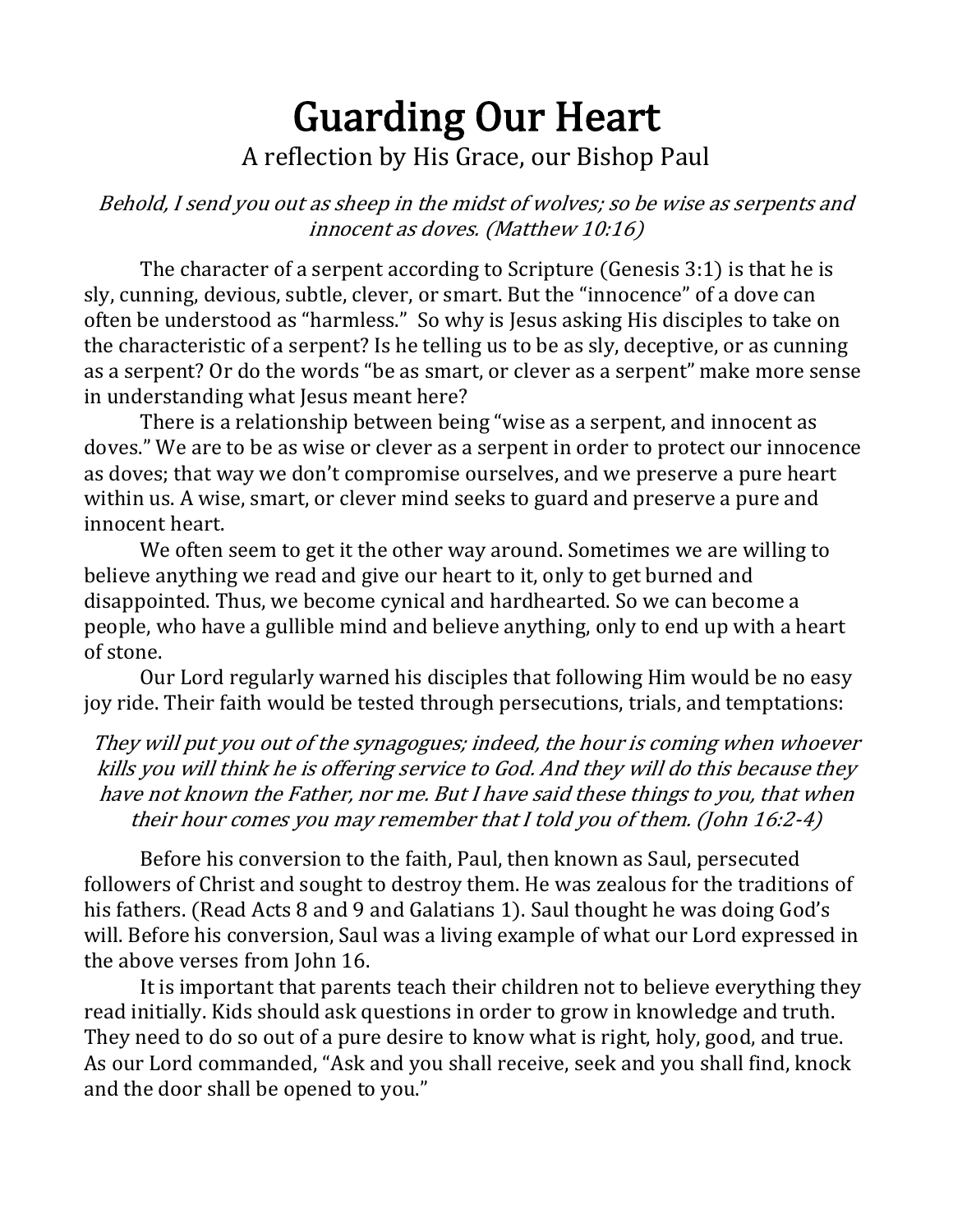# Guarding Our Heart

A reflection by His Grace, our Bishop Paul

*Behold, I send you out as sheep in the midst of wolves; so be wise as serpents and innocent as doves. (Matthew 10:16)*

The character of a serpent according to Scripture (Genesis 3:1) is that he is sly, cunning, devious, subtle, clever, or smart. But the "innocence" of a dove can often be understood as "harmless." So why is Jesus asking His disciples to take on the characteristic of a serpent? Is he telling us to be as sly, deceptive, or as cunning as a serpent? Or do the words "be as smart, or clever as a serpent" make more sense in understanding what Jesus meant here?

There is a relationship between being "wise as a serpent, and innocent as doves." We are to be as wise or clever as a serpent in order to protect our innocence as doves; that way we don't compromise ourselves, and we preserve a pure heart within us. A wise, smart, or clever mind seeks to guard and preserve a pure and innocent heart.

We often seem to get it the other way around. Sometimes we are willing to believe anything we read and give our heart to it, only to get burned and disappointed. Thus, we become cynical and hardhearted. So we can become a people, who have a gullible mind and believe anything, only to end up with a heart of stone.

Our Lord regularly warned his disciples that following Him would be no easy joy ride. Their faith would be tested through persecutions, trials, and temptations:

*They will put you out of the synagogues; indeed, the hour is coming when whoever kills you will think he is offering service to God. And they will do this because they have not known the Father, nor me. But I have said these things to you, that when their hour comes you may remember that I told you of them. (John 16:2-4)*

Before his conversion to the faith, Paul, then known as Saul, persecuted followers of Christ and sought to destroy them. He was zealous for the traditions of his fathers. (Read Acts 8 and 9 and Galatians 1). Saul thought he was doing God's will. Before his conversion, Saul was a living example of what our Lord expressed in the above verses from John 16.

It is important that parents teach their children not to believe everything they read initially. Kids should ask questions in order to grow in knowledge and truth. They need to do so out of a pure desire to know what is right, holy, good, and true. As our Lord commanded, "Ask and you shall receive, seek and you shall find, knock and the door shall be opened to you."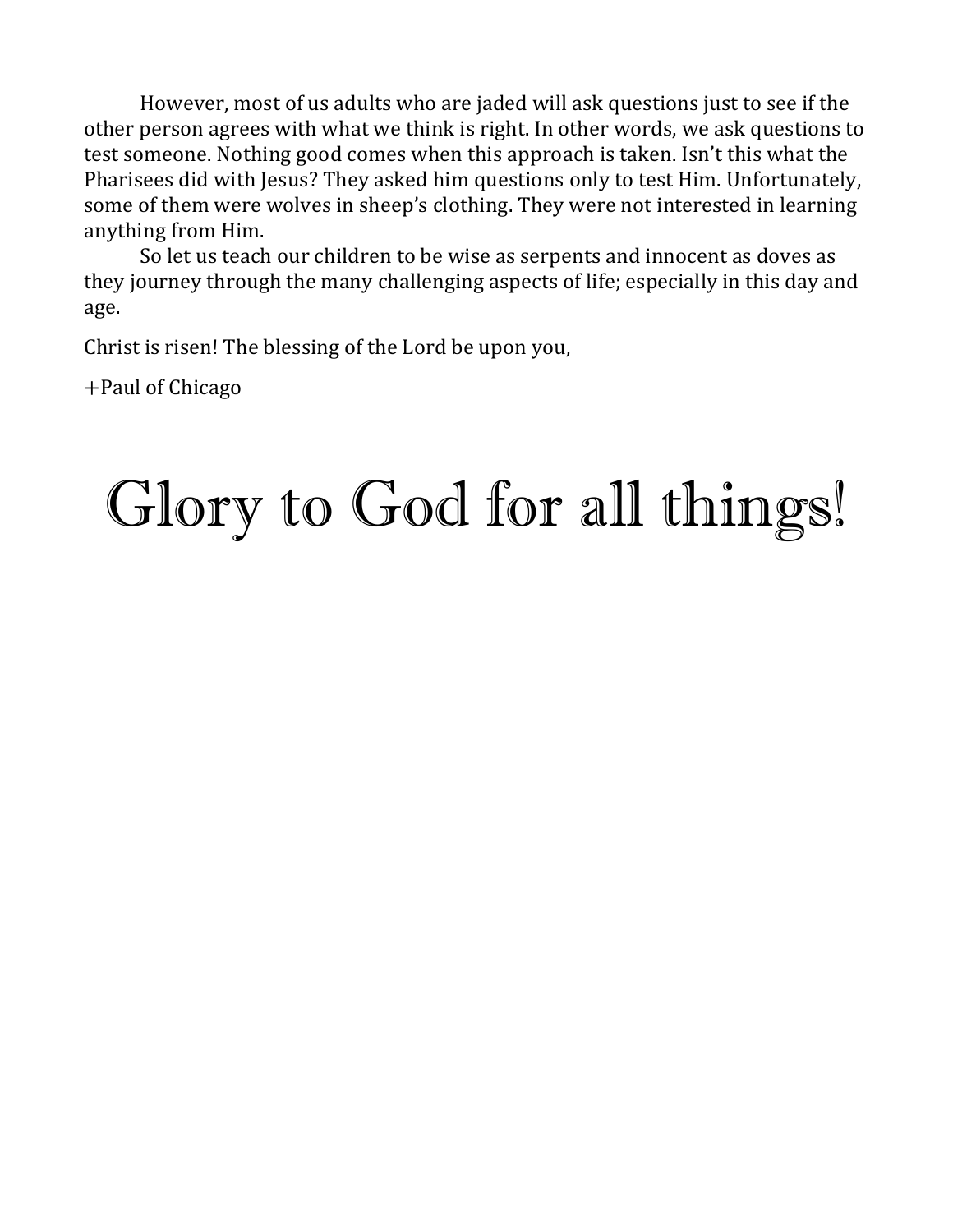However, most of us adults who are jaded will ask questions just to see if the other person agrees with what we think is right. In other words, we ask questions to test someone. Nothing good comes when this approach is taken. Isn't this what the Pharisees did with Jesus? They asked him questions only to test Him. Unfortunately, some of them were wolves in sheep's clothing. They were not interested in learning anything from Him.

So let us teach our children to be wise as serpents and innocent as doves as they journey through the many challenging aspects of life; especially in this day and age.

Christ is risen! The blessing of the Lord be upon you,

+Paul of Chicago

# Glory to God for all things!